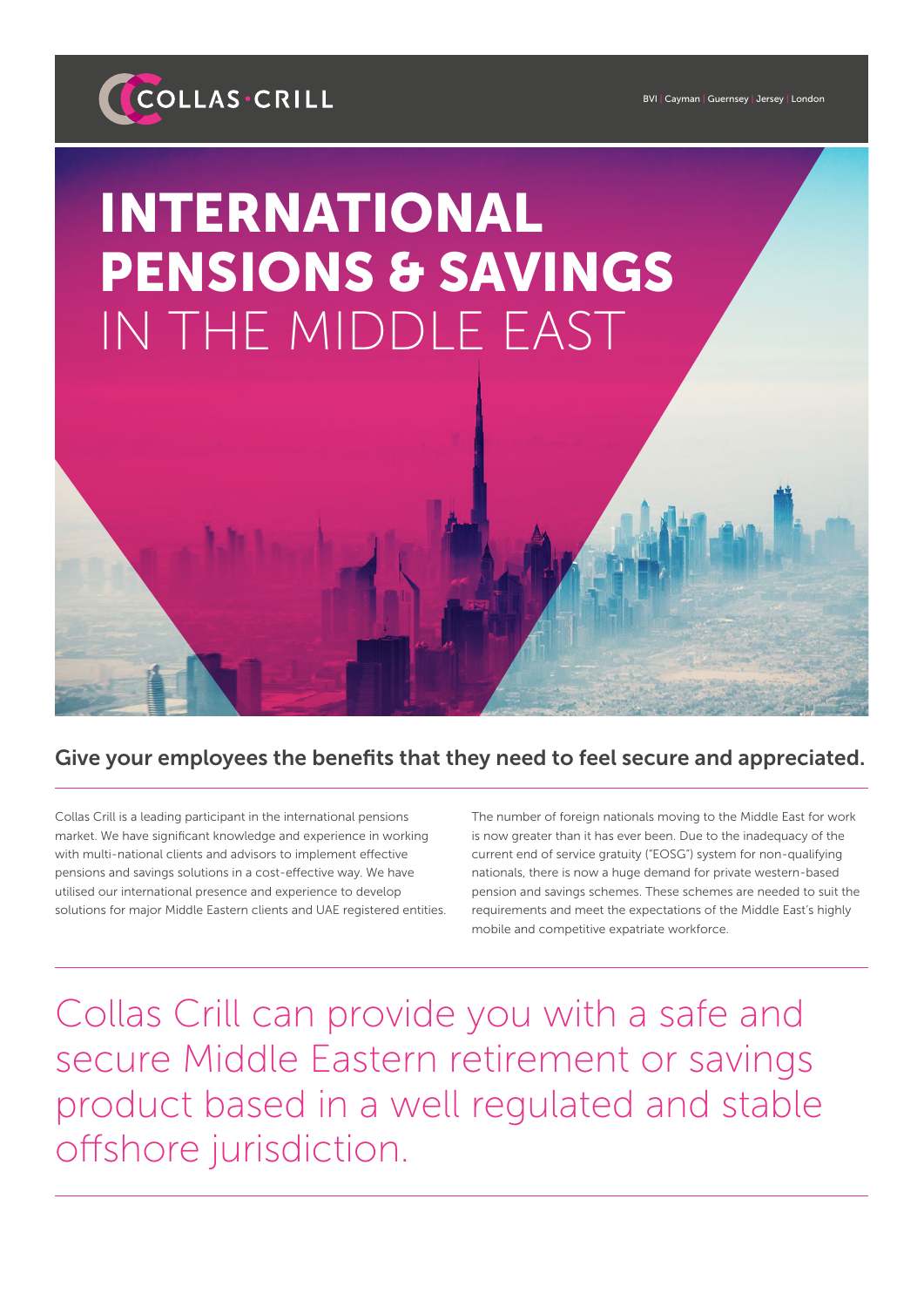COLLAS·CRILL

BVI | Cayman | Guernsey | Jersey | London

# INTERNATIONAL PENSIONS & SAVINGS IN THE MIDDLE EAST

## Give your employees the benefits that they need to feel secure and appreciated.

Collas Crill is a leading participant in the international pensions market. We have significant knowledge and experience in working with multi-national clients and advisors to implement effective pensions and savings solutions in a cost-effective way. We have utilised our international presence and experience to develop solutions for major Middle Eastern clients and UAE registered entities.

The number of foreign nationals moving to the Middle East for work is now greater than it has ever been. Due to the inadequacy of the current end of service gratuity ("EOSG") system for non-qualifying nationals, there is now a huge demand for private western-based pension and savings schemes. These schemes are needed to suit the requirements and meet the expectations of the Middle East's highly mobile and competitive expatriate workforce.

Collas Crill can provide you with a safe and secure Middle Eastern retirement or savings product based in a well regulated and stable offshore jurisdiction.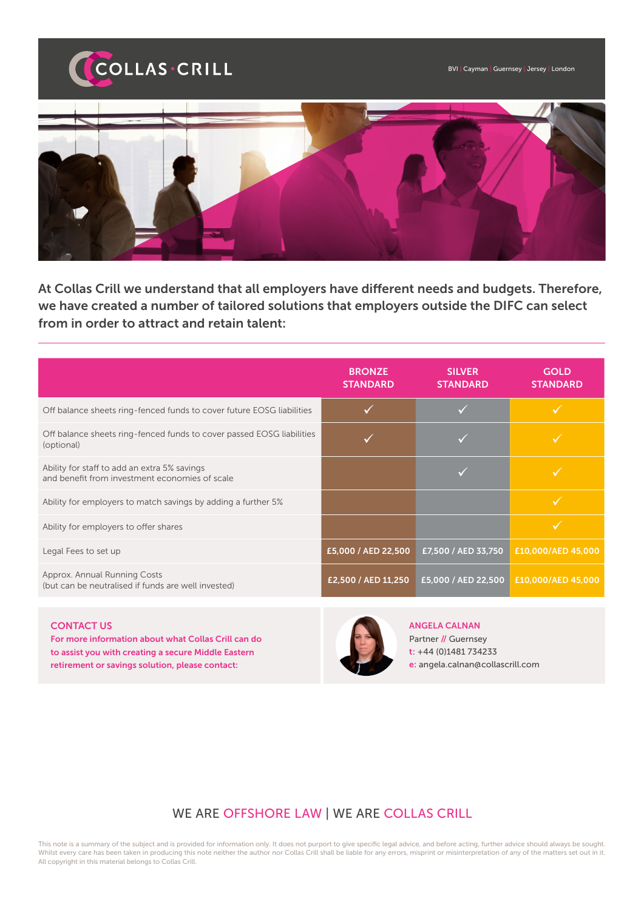COLLAS·CRILL

BVI | Cayman | Guernsey | Jersey | London

**At Collas Crill we understand that all employers have different needs and budgets. Therefore, we have created a number of tailored solutions that employers outside the DIFC can select from in order to attract and retain talent:**

| | BRONZE STANDARD | SILVER STANDARD | GOLD STANDARD |
|---|---|---|---|
| Off balance sheets ring-fenced funds to cover future EOSG liabilities | ✓ | ✓ | ✓ |
| Off balance sheets ring-fenced funds to cover passed EOSG liabilities (optional) | ✓ | ✓ | ✓ |
| Ability for staff to add an extra 5% savings and benefit from investment economies of scale | | ✓ | ✓ |
| Ability for employers to match savings by adding a further 5% | | | ✓ |
| Ability for employers to offer shares | | | ✓ |
| Legal Fees to set up | £5,000 / AED 22,500 | £7,500 / AED 33,750 | £10,000/AED 45,000 |
| Approx. Annual Running Costs (but can be neutralised if funds are well invested) | £2,500 / AED 11,250 | £5,000 / AED 22,500 | £10,000/AED 45,000 |

## CONTACT US

**For more information about what Collas Crill can do to assist you with creating a secure Middle Eastern retirement or savings solution, please contact:**

**ANGELA CALNAN**
Partner // Guernsey
t: +44 (0)1481 734233
e: angela.calnan@collascrill.com

WE ARE OFFSHORE LAW | WE ARE COLLAS CRILL

This note is a summary of the subject and is provided for information only. It does not purport to give specific legal advice, and before acting, further advice should always be sought. Whilst every care has been taken in producing this note neither the author nor Collas Crill shall be liable for any errors, misprint or misinterpretation of any of the matters set out in it. All copyright in this material belongs to Collas Crill.